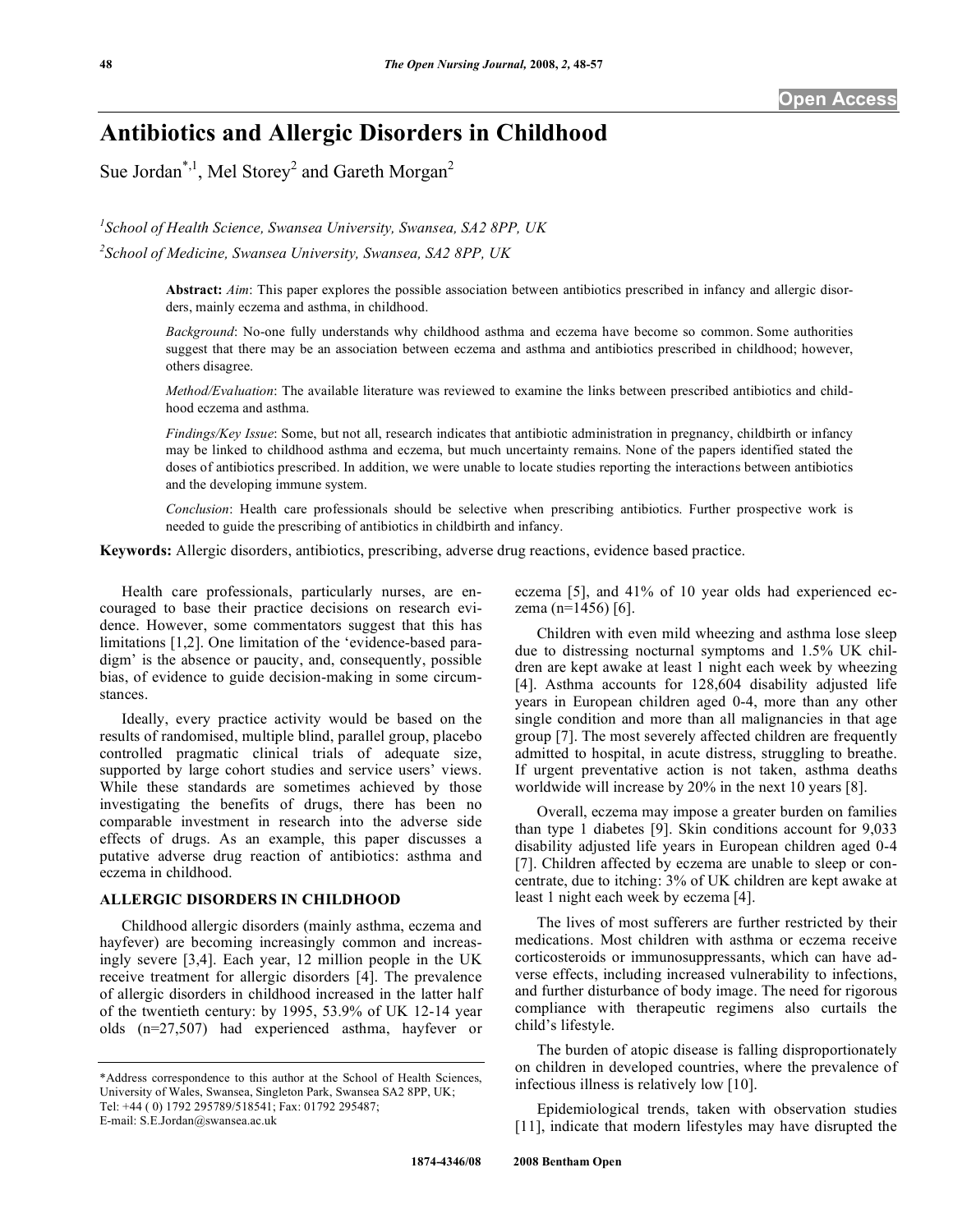# Antibiotics and Allergic Disorders in Childhood

Sue Jordan[*,1], Mel Storey[2] and Gareth Morgan[2]

[1]School of Health Science, Swansea University, Swansea, SA2 8PP, UK

[2]School of Medicine, Swansea University, Swansea, SA2 8PP, UK

**Abstract:** *Aim*: This paper explores the possible association between antibiotics prescribed in infancy and allergic disorders, mainly eczema and asthma, in childhood.

*Background*: No-one fully understands why childhood asthma and eczema have become so common. Some authorities suggest that there may be an association between eczema and asthma and antibiotics prescribed in childhood; however, others disagree.

*Method/Evaluation*: The available literature was reviewed to examine the links between prescribed antibiotics and childhood eczema and asthma.

*Findings/Key Issue*: Some, but not all, research indicates that antibiotic administration in pregnancy, childbirth or infancy may be linked to childhood asthma and eczema, but much uncertainty remains. None of the papers identified stated the doses of antibiotics prescribed. In addition, we were unable to locate studies reporting the interactions between antibiotics and the developing immune system.

*Conclusion*: Health care professionals should be selective when prescribing antibiotics. Further prospective work is needed to guide the prescribing of antibiotics in childbirth and infancy.

**Keywords:** Allergic disorders, antibiotics, prescribing, adverse drug reactions, evidence based practice.

Health care professionals, particularly nurses, are encouraged to base their practice decisions on research evidence. However, some commentators suggest that this has limitations [1,2]. One limitation of the 'evidence-based paradigm' is the absence or paucity, and, consequently, possible bias, of evidence to guide decision-making in some circumstances.

Ideally, every practice activity would be based on the results of randomised, multiple blind, parallel group, placebo controlled pragmatic clinical trials of adequate size, supported by large cohort studies and service users' views. While these standards are sometimes achieved by those investigating the benefits of drugs, there has been no comparable investment in research into the adverse side effects of drugs. As an example, this paper discusses a putative adverse drug reaction of antibiotics: asthma and eczema in childhood.

## ALLERGIC DISORDERS IN CHILDHOOD

Childhood allergic disorders (mainly asthma, eczema and hayfever) are becoming increasingly common and increasingly severe [3,4]. Each year, 12 million people in the UK receive treatment for allergic disorders [4]. The prevalence of allergic disorders in childhood increased in the latter half of the twentieth century: by 1995, 53.9% of UK 12-14 year olds (n=27,507) had experienced asthma, hayfever or eczema [5], and 41% of 10 year olds had experienced eczema (n=1456) [6].

Children with even mild wheezing and asthma lose sleep due to distressing nocturnal symptoms and 1.5% UK children are kept awake at least 1 night each week by wheezing [4]. Asthma accounts for 128,604 disability adjusted life years in European children aged 0-4, more than any other single condition and more than all malignancies in that age group [7]. The most severely affected children are frequently admitted to hospital, in acute distress, struggling to breathe. If urgent preventative action is not taken, asthma deaths worldwide will increase by 20% in the next 10 years [8].

Overall, eczema may impose a greater burden on families than type 1 diabetes [9]. Skin conditions account for 9,033 disability adjusted life years in European children aged 0-4 [7]. Children affected by eczema are unable to sleep or concentrate, due to itching: 3% of UK children are kept awake at least 1 night each week by eczema [4].

The lives of most sufferers are further restricted by their medications. Most children with asthma or eczema receive corticosteroids or immunosuppressants, which can have adverse effects, including increased vulnerability to infections, and further disturbance of body image. The need for rigorous compliance with therapeutic regimens also curtails the child's lifestyle.

The burden of atopic disease is falling disproportionately on children in developed countries, where the prevalence of infectious illness is relatively low [10].

Epidemiological trends, taken with observation studies [11], indicate that modern lifestyles may have disrupted the

*Address correspondence to this author at the School of Health Sciences, University of Wales, Swansea, Singleton Park, Swansea SA2 8PP, UK; Tel: +44 ( 0) 1792 295789/518541; Fax: 01792 295487; E-mail: S.E.Jordan@swansea.ac.uk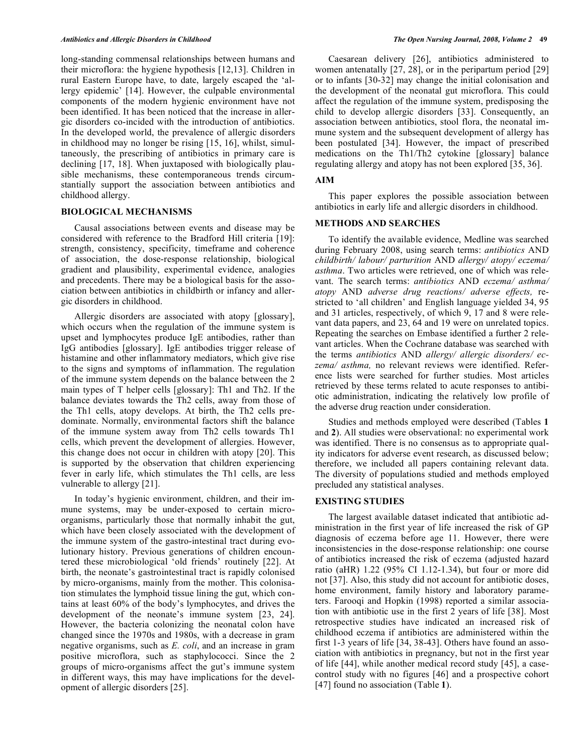long-standing commensal relationships between humans and their microflora: the hygiene hypothesis [12,13]. Children in rural Eastern Europe have, to date, largely escaped the 'allergy epidemic' [14]. However, the culpable environmental components of the modern hygienic environment have not been identified. It has been noticed that the increase in allergic disorders co-incided with the introduction of antibiotics. In the developed world, the prevalence of allergic disorders in childhood may no longer be rising [15, 16], whilst, simultaneously, the prescribing of antibiotics in primary care is declining [17, 18]. When juxtaposed with biologically plausible mechanisms, these contemporaneous trends circumstantially support the association between antibiotics and childhood allergy.

## BIOLOGICAL MECHANISMS

Causal associations between events and disease may be considered with reference to the Bradford Hill criteria [19]: strength, consistency, specificity, timeframe and coherence of association, the dose-response relationship, biological gradient and plausibility, experimental evidence, analogies and precedents. There may be a biological basis for the association between antibiotics in childbirth or infancy and allergic disorders in childhood.

Allergic disorders are associated with atopy [glossary], which occurs when the regulation of the immune system is upset and lymphocytes produce IgE antibodies, rather than IgG antibodies [glossary]. IgE antibodies trigger release of histamine and other inflammatory mediators, which give rise to the signs and symptoms of inflammation. The regulation of the immune system depends on the balance between the 2 main types of T helper cells [glossary]: Th1 and Th2. If the balance deviates towards the Th2 cells, away from those of the Th1 cells, atopy develops. At birth, the Th2 cells predominate. Normally, environmental factors shift the balance of the immune system away from Th2 cells towards Th1 cells, which prevent the development of allergies. However, this change does not occur in children with atopy [20]. This is supported by the observation that children experiencing fever in early life, which stimulates the Th1 cells, are less vulnerable to allergy [21].

In today's hygienic environment, children, and their immune systems, may be under-exposed to certain micro-organisms, particularly those that normally inhabit the gut, which have been closely associated with the development of the immune system of the gastro-intestinal tract during evolutionary history. Previous generations of children encountered these microbiological 'old friends' routinely [22]. At birth, the neonate's gastrointestinal tract is rapidly colonised by micro-organisms, mainly from the mother. This colonisation stimulates the lymphoid tissue lining the gut, which contains at least 60% of the body's lymphocytes, and drives the development of the neonate's immune system [23, 24]. However, the bacteria colonizing the neonatal colon have changed since the 1970s and 1980s, with a decrease in gram negative organisms, such as *E. coli*, and an increase in gram positive microflora, such as staphylococci. Since the 2 groups of micro-organisms affect the gut's immune system in different ways, this may have implications for the development of allergic disorders [25].

Caesarean delivery [26], antibiotics administered to women antenatally [27, 28], or in the peripartum period [29] or to infants [30-32] may change the initial colonisation and the development of the neonatal gut microflora. This could affect the regulation of the immune system, predisposing the child to develop allergic disorders [33]. Consequently, an association between antibiotics, stool flora, the neonatal immune system and the subsequent development of allergy has been postulated [34]. However, the impact of prescribed medications on the Th1/Th2 cytokine [glossary] balance regulating allergy and atopy has not been explored [35, 36].

## AIM

This paper explores the possible association between antibiotics in early life and allergic disorders in childhood.

## METHODS AND SEARCHES

To identify the available evidence, Medline was searched during February 2008, using search terms: *antibiotics* AND *childbirth/ labour/ parturition* AND *allergy/ atopy/ eczema/ asthma*. Two articles were retrieved, one of which was relevant. The search terms: *antibiotics* AND *eczema/ asthma/ atopy* AND *adverse drug reactions/ adverse effects,* restricted to 'all children' and English language yielded 34, 95 and 31 articles, respectively, of which 9, 17 and 8 were relevant data papers, and 23, 64 and 19 were on unrelated topics. Repeating the searches on Embase identified a further 2 relevant articles. When the Cochrane database was searched with the terms *antibiotics* AND *allergy/ allergic disorders/ eczema/ asthma,* no relevant reviews were identified. Reference lists were searched for further studies. Most articles retrieved by these terms related to acute responses to antibiotic administration, indicating the relatively low profile of the adverse drug reaction under consideration.

Studies and methods employed were described (Tables **1** and **2**). All studies were observational: no experimental work was identified. There is no consensus as to appropriate quality indicators for adverse event research, as discussed below; therefore, we included all papers containing relevant data. The diversity of populations studied and methods employed precluded any statistical analyses.

## EXISTING STUDIES

The largest available dataset indicated that antibiotic administration in the first year of life increased the risk of GP diagnosis of eczema before age 11. However, there were inconsistencies in the dose-response relationship: one course of antibiotics increased the risk of eczema (adjusted hazard ratio (aHR) 1.22 (95% CI 1.12-1.34), but four or more did not [37]. Also, this study did not account for antibiotic doses, home environment, family history and laboratory parameters. Farooqi and Hopkin (1998) reported a similar association with antibiotic use in the first 2 years of life [38]. Most retrospective studies have indicated an increased risk of childhood eczema if antibiotics are administered within the first 1-3 years of life [34, 38-43]. Others have found an association with antibiotics in pregnancy, but not in the first year of life [44], while another medical record study [45], a case-control study with no figures [46] and a prospective cohort [47] found no association (Table **1**).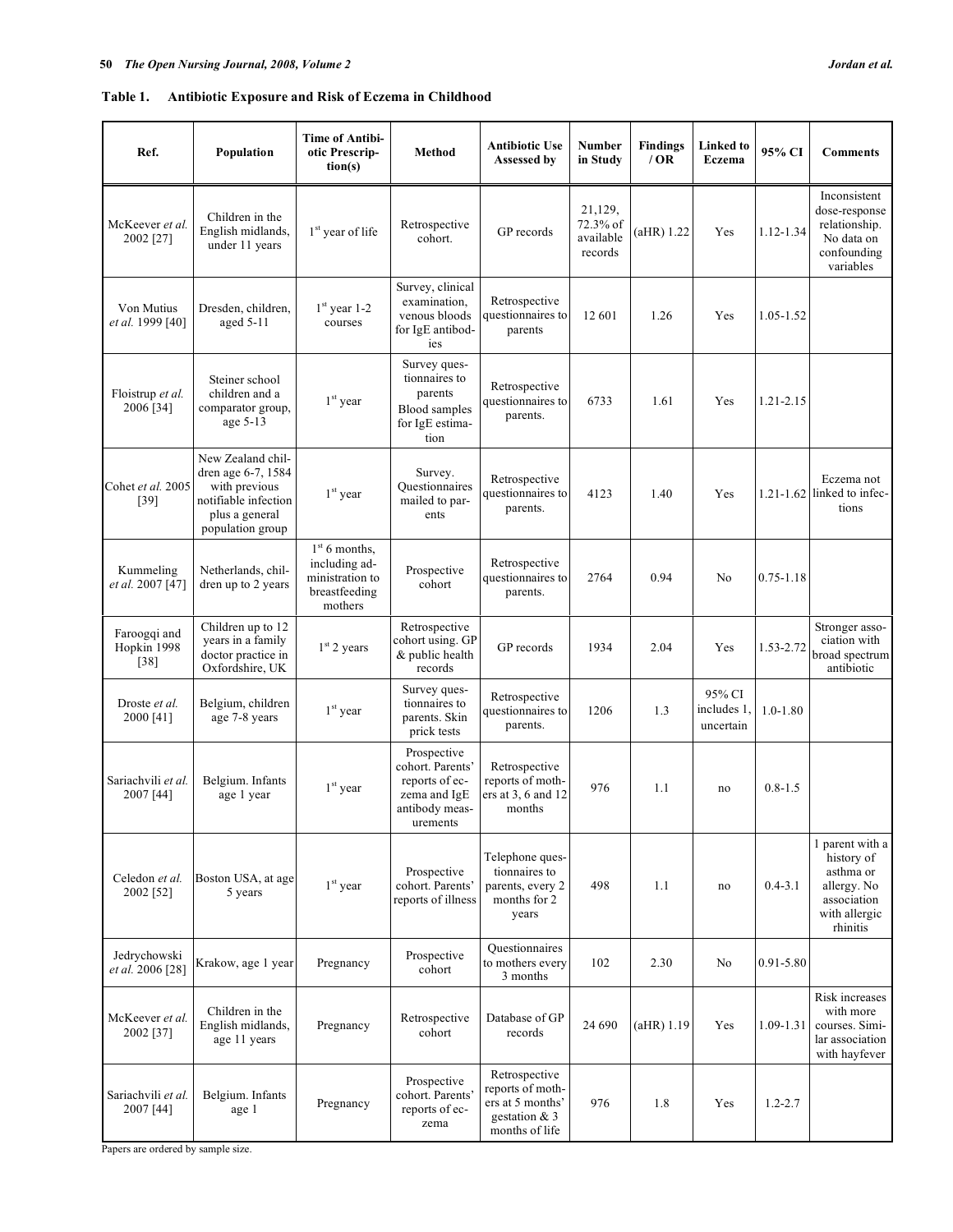**Table 1. Antibiotic Exposure and Risk of Eczema in Childhood**

| Ref. | Population | Time of Antibiotic Prescription(s) | Method | Antibiotic Use Assessed by | Number in Study | Findings / OR | Linked to Eczema | 95% CI | Comments |
|---|---|---|---|---|---|---|---|---|---|
| McKeever *et al.* 2002 [27] | Children in the English midlands, under 11 years | 1st year of life | Retrospective cohort. | GP records | 21,129, 72.3% of available records | (aHR) 1.22 | Yes | 1.12-1.34 | Inconsistent dose-response relationship. No data on confounding variables |
| Von Mutius *et al.* 1999 [40] | Dresden, children, aged 5-11 | 1st year 1-2 courses | Survey, clinical examination, venous bloods for IgE antibodies | Retrospective questionnaires to parents | 12 601 | 1.26 | Yes | 1.05-1.52 | |
| Floistrup *et al.* 2006 [34] | Steiner school children and a comparator group, age 5-13 | 1st year | Survey questionnaires to parents Blood samples for IgE estimation | Retrospective questionnaires to parents. | 6733 | 1.61 | Yes | 1.21-2.15 | |
| Cohet *et al.* 2005 [39] | New Zealand children age 6-7, 1584 with previous notifiable infection plus a general population group | 1st year | Survey. Questionnaires mailed to parents | Retrospective questionnaires to parents. | 4123 | 1.40 | Yes | 1.21-1.62 | Eczema not linked to infections |
| Kummeling *et al.* 2007 [47] | Netherlands, children up to 2 years | 1st 6 months, including administration to breastfeeding mothers | Prospective cohort | Retrospective questionnaires to parents. | 2764 | 0.94 | No | 0.75-1.18 | |
| Farooqi and Hopkin 1998 [38] | Children up to 12 years in a family doctor practice in Oxfordshire, UK | 1st 2 years | Retrospective cohort using. GP & public health records | GP records | 1934 | 2.04 | Yes | 1.53-2.72 | Stronger association with broad spectrum antibiotic |
| Droste *et al.* 2000 [41] | Belgium, children age 7-8 years | 1st year | Survey questionnaires to parents. Skin prick tests | Retrospective questionnaires to parents. | 1206 | 1.3 | 95% CI includes 1, uncertain | 1.0-1.80 | |
| Sariachvili *et al.* 2007 [44] | Belgium. Infants age 1 year | 1st year | Prospective cohort. Parents' reports of eczema and IgE antibody measurements | Retrospective reports of mothers at 3, 6 and 12 months | 976 | 1.1 | no | 0.8-1.5 | |
| Celedon *et al.* 2002 [52] | Boston USA, at age 5 years | 1st year | Prospective cohort. Parents' reports of illness | Telephone questionnaires to parents, every 2 months for 2 years | 498 | 1.1 | no | 0.4-3.1 | 1 parent with a history of asthma or allergy. No association with allergic rhinitis |
| Jedrychowski *et al.* 2006 [28] | Krakow, age 1 year | Pregnancy | Prospective cohort | Questionnaires to mothers every 3 months | 102 | 2.30 | No | 0.91-5.80 | |
| McKeever *et al.* 2002 [37] | Children in the English midlands, age 11 years | Pregnancy | Retrospective cohort | Database of GP records | 24 690 | (aHR) 1.19 | Yes | 1.09-1.31 | Risk increases with more courses. Similar association with hayfever |
| Sariachvili *et al.* 2007 [44] | Belgium. Infants age 1 | Pregnancy | Prospective cohort. Parents' reports of eczema | Retrospective reports of mothers at 5 months' gestation & 3 months of life | 976 | 1.8 | Yes | 1.2-2.7 | |

Papers are ordered by sample size.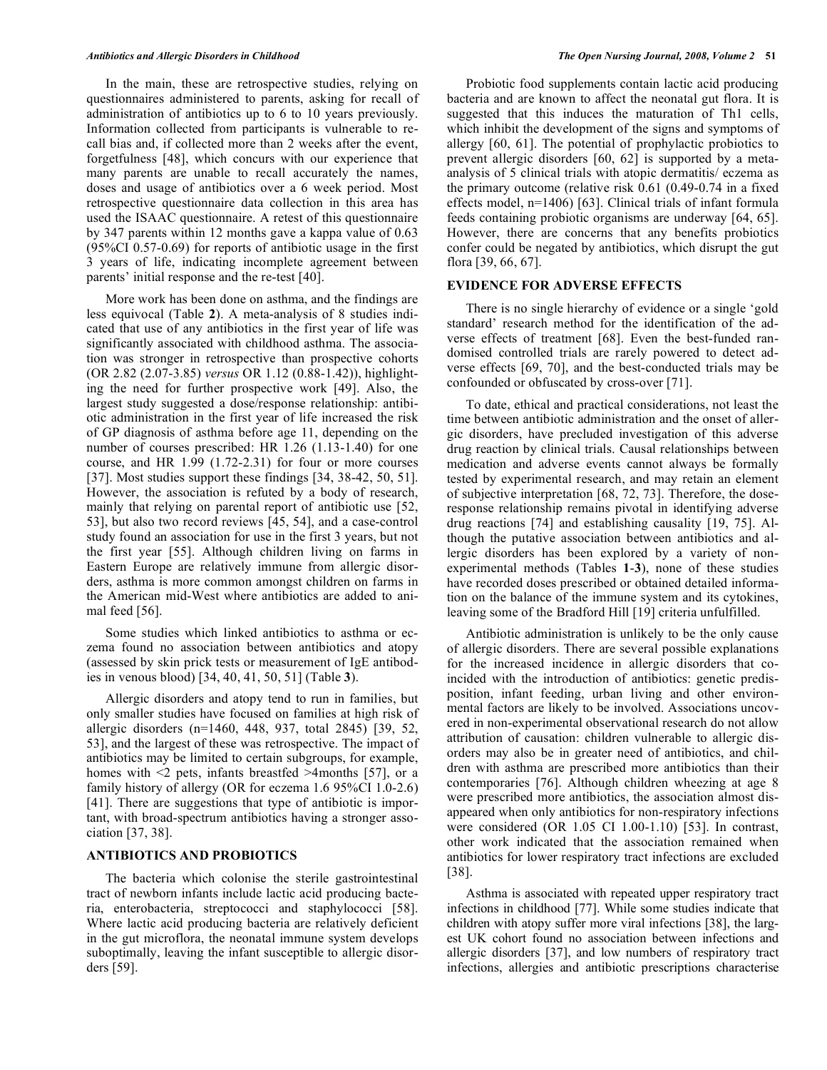In the main, these are retrospective studies, relying on questionnaires administered to parents, asking for recall of administration of antibiotics up to 6 to 10 years previously. Information collected from participants is vulnerable to recall bias and, if collected more than 2 weeks after the event, forgetfulness [48], which concurs with our experience that many parents are unable to recall accurately the names, doses and usage of antibiotics over a 6 week period. Most retrospective questionnaire data collection in this area has used the ISAAC questionnaire. A retest of this questionnaire by 347 parents within 12 months gave a kappa value of 0.63 (95%CI 0.57-0.69) for reports of antibiotic usage in the first 3 years of life, indicating incomplete agreement between parents' initial response and the re-test [40].

More work has been done on asthma, and the findings are less equivocal (Table **2**). A meta-analysis of 8 studies indicated that use of any antibiotics in the first year of life was significantly associated with childhood asthma. The association was stronger in retrospective than prospective cohorts (OR 2.82 (2.07-3.85) *versus* OR 1.12 (0.88-1.42)), highlighting the need for further prospective work [49]. Also, the largest study suggested a dose/response relationship: antibiotic administration in the first year of life increased the risk of GP diagnosis of asthma before age 11, depending on the number of courses prescribed: HR 1.26 (1.13-1.40) for one course, and HR 1.99 (1.72-2.31) for four or more courses [37]. Most studies support these findings [34, 38-42, 50, 51]. However, the association is refuted by a body of research, mainly that relying on parental report of antibiotic use [52, 53], but also two record reviews [45, 54], and a case-control study found an association for use in the first 3 years, but not the first year [55]. Although children living on farms in Eastern Europe are relatively immune from allergic disorders, asthma is more common amongst children on farms in the American mid-West where antibiotics are added to animal feed [56].

Some studies which linked antibiotics to asthma or eczema found no association between antibiotics and atopy (assessed by skin prick tests or measurement of IgE antibodies in venous blood) [34, 40, 41, 50, 51] (Table **3**).

Allergic disorders and atopy tend to run in families, but only smaller studies have focused on families at high risk of allergic disorders (n=1460, 448, 937, total 2845) [39, 52, 53], and the largest of these was retrospective. The impact of antibiotics may be limited to certain subgroups, for example, homes with <2 pets, infants breastfed >4months [57], or a family history of allergy (OR for eczema 1.6 95%CI 1.0-2.6) [41]. There are suggestions that type of antibiotic is important, with broad-spectrum antibiotics having a stronger association [37, 38].

## ANTIBIOTICS AND PROBIOTICS

The bacteria which colonise the sterile gastrointestinal tract of newborn infants include lactic acid producing bacteria, enterobacteria, streptococci and staphylococci [58]. Where lactic acid producing bacteria are relatively deficient in the gut microflora, the neonatal immune system develops suboptimally, leaving the infant susceptible to allergic disorders [59].

Probiotic food supplements contain lactic acid producing bacteria and are known to affect the neonatal gut flora. It is suggested that this induces the maturation of Th1 cells, which inhibit the development of the signs and symptoms of allergy [60, 61]. The potential of prophylactic probiotics to prevent allergic disorders [60, 62] is supported by a meta-analysis of 5 clinical trials with atopic dermatitis/ eczema as the primary outcome (relative risk 0.61 (0.49-0.74 in a fixed effects model, n=1406) [63]. Clinical trials of infant formula feeds containing probiotic organisms are underway [64, 65]. However, there are concerns that any benefits probiotics confer could be negated by antibiotics, which disrupt the gut flora [39, 66, 67].

## EVIDENCE FOR ADVERSE EFFECTS

There is no single hierarchy of evidence or a single 'gold standard' research method for the identification of the adverse effects of treatment [68]. Even the best-funded randomised controlled trials are rarely powered to detect adverse effects [69, 70], and the best-conducted trials may be confounded or obfuscated by cross-over [71].

To date, ethical and practical considerations, not least the time between antibiotic administration and the onset of allergic disorders, have precluded investigation of this adverse drug reaction by clinical trials. Causal relationships between medication and adverse events cannot always be formally tested by experimental research, and may retain an element of subjective interpretation [68, 72, 73]. Therefore, the dose-response relationship remains pivotal in identifying adverse drug reactions [74] and establishing causality [19, 75]. Although the putative association between antibiotics and allergic disorders has been explored by a variety of non-experimental methods (Tables **1**-**3**), none of these studies have recorded doses prescribed or obtained detailed information on the balance of the immune system and its cytokines, leaving some of the Bradford Hill [19] criteria unfulfilled.

Antibiotic administration is unlikely to be the only cause of allergic disorders. There are several possible explanations for the increased incidence in allergic disorders that coincided with the introduction of antibiotics: genetic predisposition, infant feeding, urban living and other environmental factors are likely to be involved. Associations uncovered in non-experimental observational research do not allow attribution of causation: children vulnerable to allergic disorders may also be in greater need of antibiotics, and children with asthma are prescribed more antibiotics than their contemporaries [76]. Although children wheezing at age 8 were prescribed more antibiotics, the association almost disappeared when only antibiotics for non-respiratory infections were considered (OR 1.05 CI 1.00-1.10) [53]. In contrast, other work indicated that the association remained when antibiotics for lower respiratory tract infections are excluded [38].

Asthma is associated with repeated upper respiratory tract infections in childhood [77]. While some studies indicate that children with atopy suffer more viral infections [38], the largest UK cohort found no association between infections and allergic disorders [37], and low numbers of respiratory tract infections, allergies and antibiotic prescriptions characterise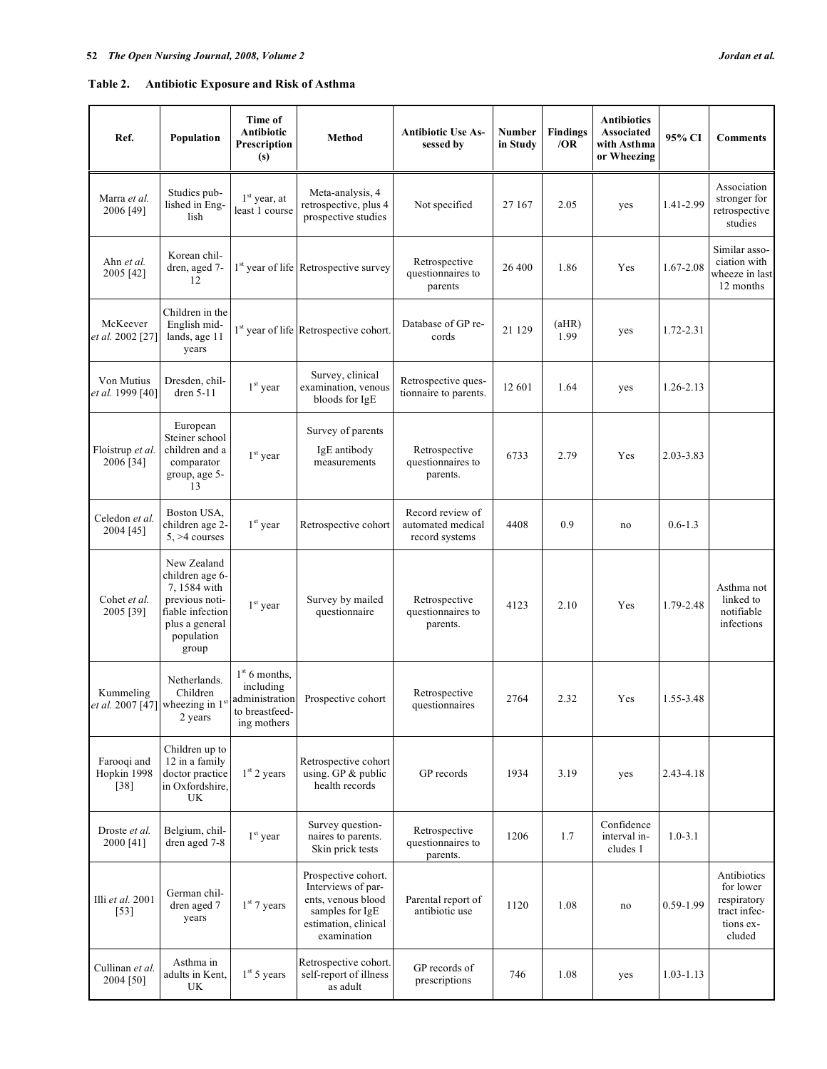**Table 2. Antibiotic Exposure and Risk of Asthma**

| Ref. | Population | Time of Antibiotic Prescription (s) | Method | Antibiotic Use Assessed by | Number in Study | Findings /OR | Antibiotics Associated with Asthma or Wheezing | 95% CI | Comments |
|---|---|---|---|---|---|---|---|---|---|
| Marra *et al.* 2006 [49] | Studies published in English | 1st year, at least 1 course | Meta-analysis, 4 retrospective, plus 4 prospective studies | Not specified | 27 167 | 2.05 | yes | 1.41-2.99 | Association stronger for retrospective studies |
| Ahn *et al.* 2005 [42] | Korean children, aged 7-12 | 1st year of life | Retrospective survey | Retrospective questionnaires to parents | 26 400 | 1.86 | Yes | 1.67-2.08 | Similar association with wheeze in last 12 months |
| McKeever *et al.* 2002 [27] | Children in the English midlands, age 11 years | 1st year of life | Retrospective cohort. | Database of GP records | 21 129 | (aHR) 1.99 | yes | 1.72-2.31 | |
| Von Mutius *et al.* 1999 [40] | Dresden, children 5-11 | 1st year | Survey, clinical examination, venous bloods for IgE | Retrospective questionnaire to parents. | 12 601 | 1.64 | yes | 1.26-2.13 | |
| Floistrup *et al.* 2006 [34] | European Steiner school children and a comparator group, age 5-13 | 1st year | Survey of parents IgE antibody measurements | Retrospective questionnaires to parents. | 6733 | 2.79 | Yes | 2.03-3.83 | |
| Celedon *et al.* 2004 [45] | Boston USA, children age 2-5, >4 courses | 1st year | Retrospective cohort | Record review of automated medical record systems | 4408 | 0.9 | no | 0.6-1.3 | |
| Cohet *et al.* 2005 [39] | New Zealand children age 6-7, 1584 with previous notifiable infection plus a general population group | 1st year | Survey by mailed questionnaire | Retrospective questionnaires to parents. | 4123 | 2.10 | Yes | 1.79-2.48 | Asthma not linked to notifiable infections |
| Kummeling *et al.* 2007 [47] | Netherlands. Children wheezing in 1st 2 years | 1st 6 months, including administration to breastfeeding mothers | Prospective cohort | Retrospective questionnaires | 2764 | 2.32 | Yes | 1.55-3.48 | |
| Farooqi and Hopkin 1998 [38] | Children up to 12 in a family doctor practice in Oxfordshire, UK | 1st 2 years | Retrospective cohort using. GP & public health records | GP records | 1934 | 3.19 | yes | 2.43-4.18 | |
| Droste *et al.* 2000 [41] | Belgium, children aged 7-8 | 1st year | Survey questionnaires to parents. Skin prick tests | Retrospective questionnaires to parents. | 1206 | 1.7 | Confidence interval includes 1 | 1.0-3.1 | |
| Illi *et al.* 2001 [53] | German children aged 7 years | 1st 7 years | Prospective cohort. Interviews of parents, venous blood samples for IgE estimation, clinical examination | Parental report of antibiotic use | 1120 | 1.08 | no | 0.59-1.99 | Antibiotics for lower respiratory tract infections excluded |
| Cullinan *et al.* 2004 [50] | Asthma in adults in Kent, UK | 1st 5 years | Retrospective cohort. self-report of illness as adult | GP records of prescriptions | 746 | 1.08 | yes | 1.03-1.13 | |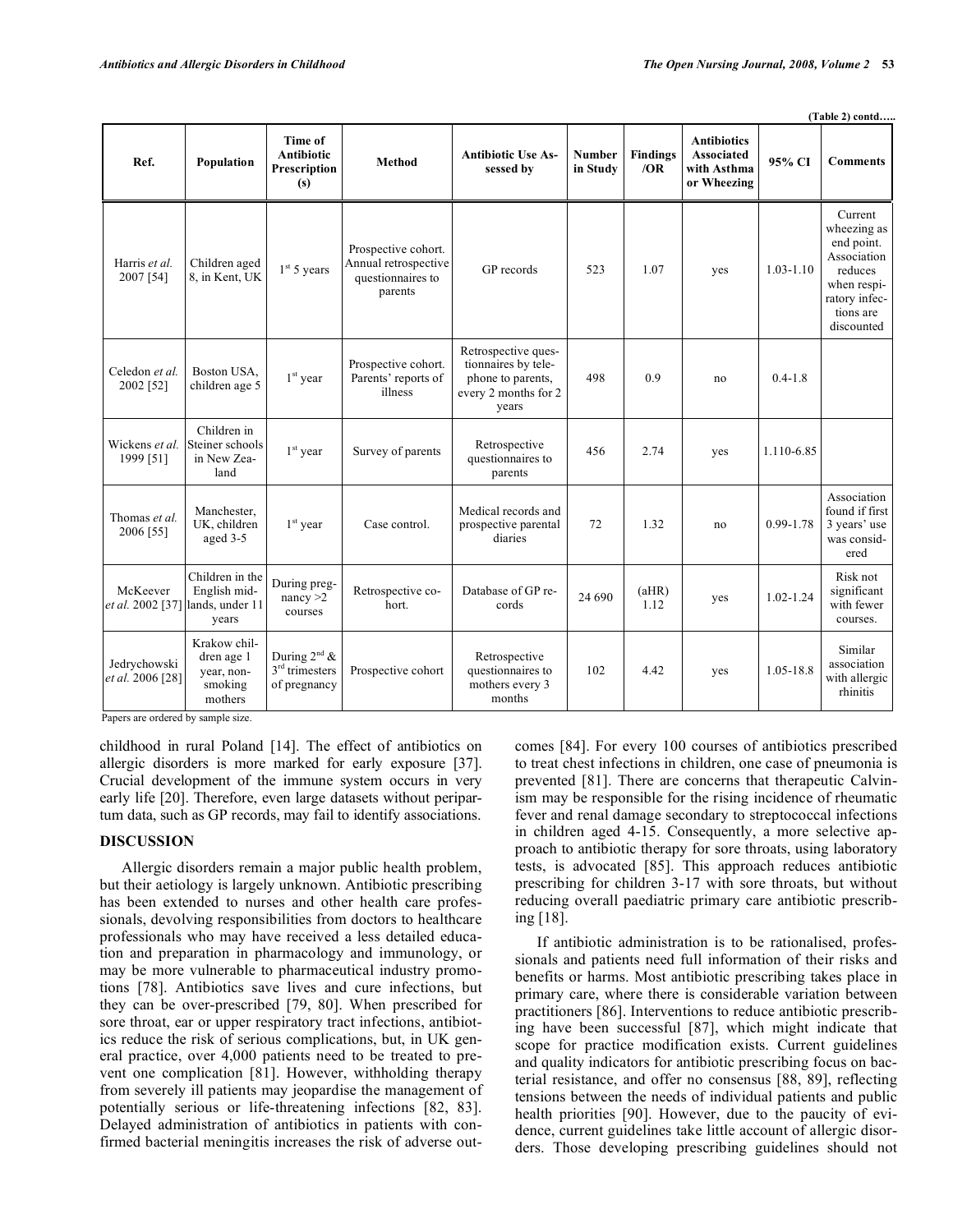(Table 2) contd…..

| Ref. | Population | Time of Antibiotic Prescription (s) | Method | Antibiotic Use Assessed by | Number in Study | Findings /OR | Antibiotics Associated with Asthma or Wheezing | 95% CI | Comments |
|---|---|---|---|---|---|---|---|---|---|
| Harris *et al.* 2007 [54] | Children aged 8, in Kent, UK | 1st 5 years | Prospective cohort. Annual retrospective questionnaires to parents | GP records | 523 | 1.07 | yes | 1.03-1.10 | Current wheezing as end point. Association reduces when respiratory infections are discounted |
| Celedon *et al.* 2002 [52] | Boston USA, children age 5 | 1st year | Prospective cohort. Parents' reports of illness | Retrospective questionnaires by telephone to parents, every 2 months for 2 years | 498 | 0.9 | no | 0.4-1.8 | |
| Wickens *et al.* 1999 [51] | Children in Steiner schools in New Zealand | 1st year | Survey of parents | Retrospective questionnaires to parents | 456 | 2.74 | yes | 1.110-6.85 | |
| Thomas *et al.* 2006 [55] | Manchester, UK, children aged 3-5 | 1st year | Case control. | Medical records and prospective parental diaries | 72 | 1.32 | no | 0.99-1.78 | Association found if first 3 years' use was considered |
| McKeever *et al.* 2002 [37] | Children in the English midlands, under 11 years | During pregnancy >2 courses | Retrospective cohort. | Database of GP records | 24 690 | (aHR) 1.12 | yes | 1.02-1.24 | Risk not significant with fewer courses. |
| Jedrychowski *et al.* 2006 [28] | Krakow children age 1 year, non-smoking mothers | During 2nd & 3rd trimesters of pregnancy | Prospective cohort | Retrospective questionnaires to mothers every 3 months | 102 | 4.42 | yes | 1.05-18.8 | Similar association with allergic rhinitis |

Papers are ordered by sample size.

childhood in rural Poland [14]. The effect of antibiotics on allergic disorders is more marked for early exposure [37]. Crucial development of the immune system occurs in very early life [20]. Therefore, even large datasets without peripartum data, such as GP records, may fail to identify associations.

## DISCUSSION

Allergic disorders remain a major public health problem, but their aetiology is largely unknown. Antibiotic prescribing has been extended to nurses and other health care professionals, devolving responsibilities from doctors to healthcare professionals who may have received a less detailed education and preparation in pharmacology and immunology, or may be more vulnerable to pharmaceutical industry promotions [78]. Antibiotics save lives and cure infections, but they can be over-prescribed [79, 80]. When prescribed for sore throat, ear or upper respiratory tract infections, antibiotics reduce the risk of serious complications, but, in UK general practice, over 4,000 patients need to be treated to prevent one complication [81]. However, withholding therapy from severely ill patients may jeopardise the management of potentially serious or life-threatening infections [82, 83]. Delayed administration of antibiotics in patients with confirmed bacterial meningitis increases the risk of adverse outcomes [84]. For every 100 courses of antibiotics prescribed to treat chest infections in children, one case of pneumonia is prevented [81]. There are concerns that therapeutic Calvinism may be responsible for the rising incidence of rheumatic fever and renal damage secondary to streptococcal infections in children aged 4-15. Consequently, a more selective approach to antibiotic therapy for sore throats, using laboratory tests, is advocated [85]. This approach reduces antibiotic prescribing for children 3-17 with sore throats, but without reducing overall paediatric primary care antibiotic prescribing [18].

If antibiotic administration is to be rationalised, professionals and patients need full information of their risks and benefits or harms. Most antibiotic prescribing takes place in primary care, where there is considerable variation between practitioners [86]. Interventions to reduce antibiotic prescribing have been successful [87], which might indicate that scope for practice modification exists. Current guidelines and quality indicators for antibiotic prescribing focus on bacterial resistance, and offer no consensus [88, 89], reflecting tensions between the needs of individual patients and public health priorities [90]. However, due to the paucity of evidence, current guidelines take little account of allergic disorders. Those developing prescribing guidelines should not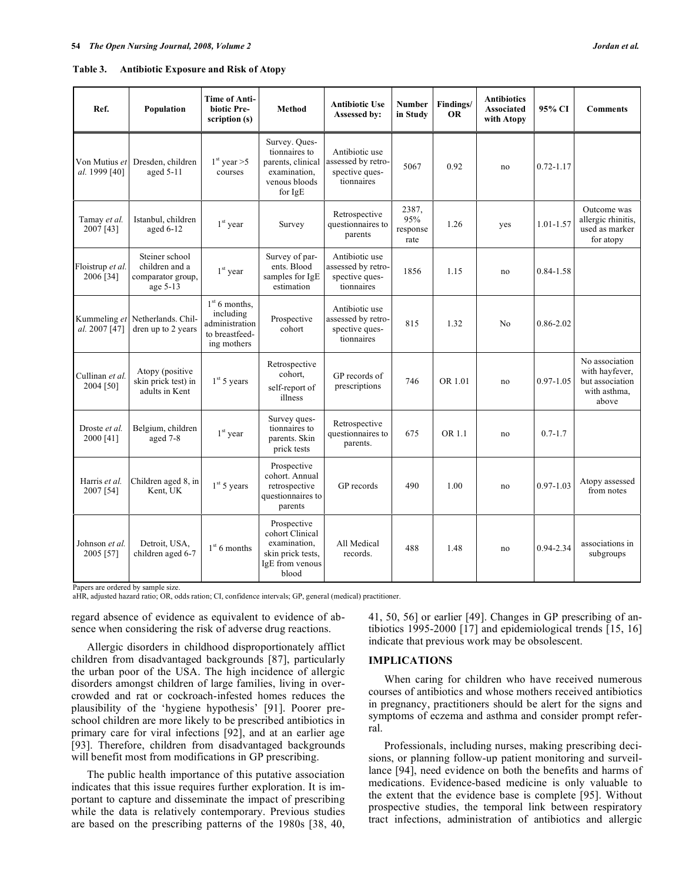**Table 3. Antibiotic Exposure and Risk of Atopy**

| Ref. | Population | Time of Antibiotic Prescription (s) | Method | Antibiotic Use Assessed by: | Number in Study | Findings/ OR | Antibiotics Associated with Atopy | 95% CI | Comments |
|---|---|---|---|---|---|---|---|---|---|
| Von Mutius *et al.* 1999 [40] | Dresden, children aged 5-11 | 1st year >5 courses | Survey. Questionnaires to parents, clinical examination, venous bloods for IgE | Antibiotic use assessed by retrospective questionnaires | 5067 | 0.92 | no | 0.72-1.17 | |
| Tamay *et al.* 2007 [43] | Istanbul, children aged 6-12 | 1st year | Survey | Retrospective questionnaires to parents | 2387, 95% response rate | 1.26 | yes | 1.01-1.57 | Outcome was allergic rhinitis, used as marker for atopy |
| Floistrup *et al.* 2006 [34] | Steiner school children and a comparator group, age 5-13 | 1st year | Survey of parents. Blood samples for IgE estimation | Antibiotic use assessed by retrospective questionnaires | 1856 | 1.15 | no | 0.84-1.58 | |
| Kummeling *et al.* 2007 [47] | Netherlands. Children up to 2 years | 1st 6 months, including administration to breastfeeding mothers | Prospective cohort | Antibiotic use assessed by retrospective questionnaires | 815 | 1.32 | No | 0.86-2.02 | |
| Cullinan *et al.* 2004 [50] | Atopy (positive skin prick test) in adults in Kent | 1st 5 years | Retrospective cohort, self-report of illness | GP records of prescriptions | 746 | OR 1.01 | no | 0.97-1.05 | No association with hayfever, but association with asthma, above |
| Droste *et al.* 2000 [41] | Belgium, children aged 7-8 | 1st year | Survey questionnaires to parents. Skin prick tests | Retrospective questionnaires to parents. | 675 | OR 1.1 | no | 0.7-1.7 | |
| Harris *et al.* 2007 [54] | Children aged 8, in Kent, UK | 1st 5 years | Prospective cohort. Annual retrospective questionnaires to parents | GP records | 490 | 1.00 | no | 0.97-1.03 | Atopy assessed from notes |
| Johnson *et al.* 2005 [57] | Detroit, USA, children aged 6-7 | 1st 6 months | Prospective cohort Clinical examination, skin prick tests, IgE from venous blood | All Medical records. | 488 | 1.48 | no | 0.94-2.34 | associations in subgroups |

Papers are ordered by sample size.
aHR, adjusted hazard ratio; OR, odds ration; CI, confidence intervals; GP, general (medical) practitioner.

regard absence of evidence as equivalent to evidence of absence when considering the risk of adverse drug reactions.

Allergic disorders in childhood disproportionately afflict children from disadvantaged backgrounds [87], particularly the urban poor of the USA. The high incidence of allergic disorders amongst children of large families, living in overcrowded and rat or cockroach-infested homes reduces the plausibility of the 'hygiene hypothesis' [91]. Poorer preschool children are more likely to be prescribed antibiotics in primary care for viral infections [92], and at an earlier age [93]. Therefore, children from disadvantaged backgrounds will benefit most from modifications in GP prescribing.

The public health importance of this putative association indicates that this issue requires further exploration. It is important to capture and disseminate the impact of prescribing while the data is relatively contemporary. Previous studies are based on the prescribing patterns of the 1980s [38, 40, 41, 50, 56] or earlier [49]. Changes in GP prescribing of antibiotics 1995-2000 [17] and epidemiological trends [15, 16] indicate that previous work may be obsolescent.

## IMPLICATIONS

When caring for children who have received numerous courses of antibiotics and whose mothers received antibiotics in pregnancy, practitioners should be alert for the signs and symptoms of eczema and asthma and consider prompt referral.

Professionals, including nurses, making prescribing decisions, or planning follow-up patient monitoring and surveillance [94], need evidence on both the benefits and harms of medications. Evidence-based medicine is only valuable to the extent that the evidence base is complete [95]. Without prospective studies, the temporal link between respiratory tract infections, administration of antibiotics and allergic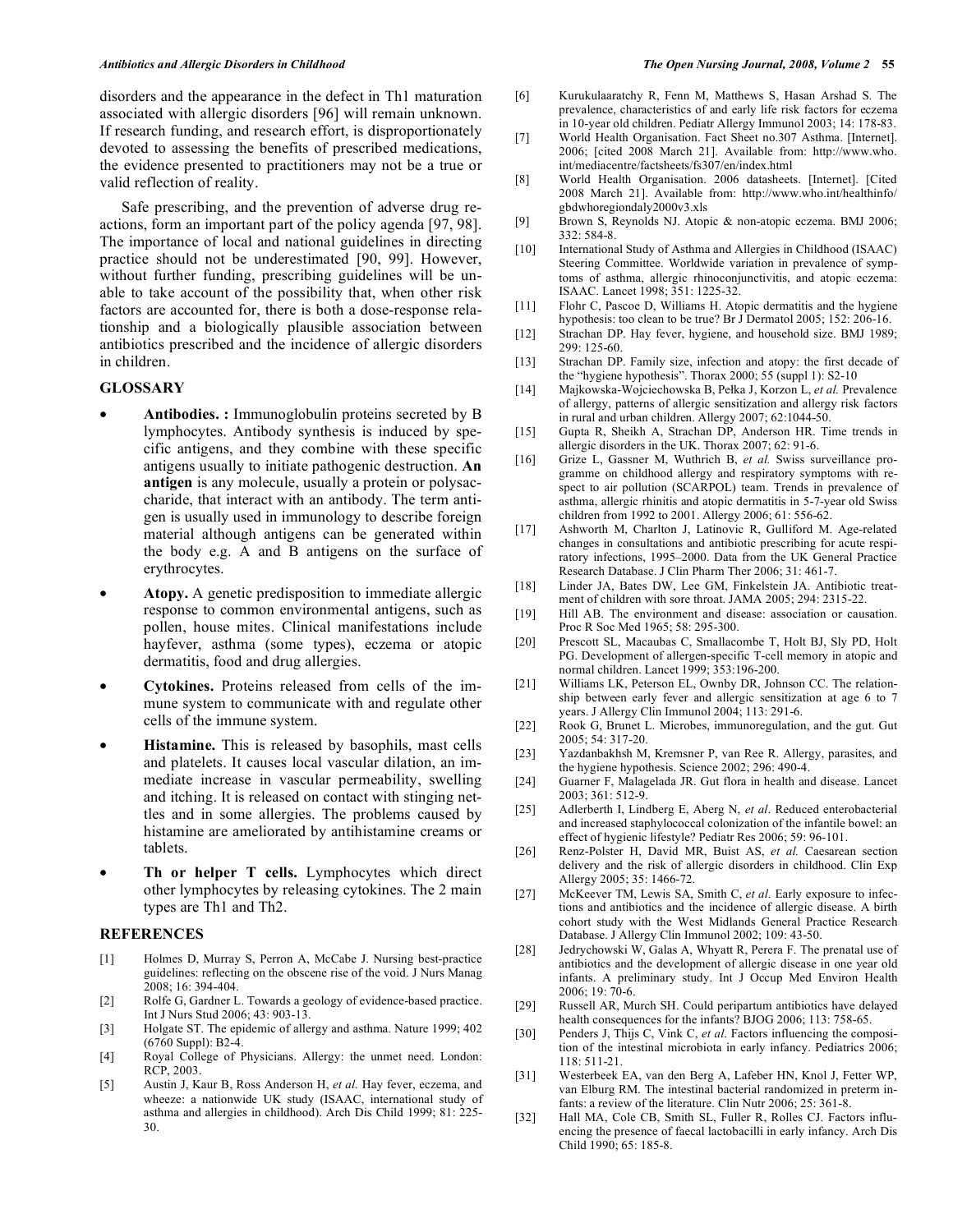disorders and the appearance in the defect in Th1 maturation associated with allergic disorders [96] will remain unknown. If research funding, and research effort, is disproportionately devoted to assessing the benefits of prescribed medications, the evidence presented to practitioners may not be a true or valid reflection of reality.

Safe prescribing, and the prevention of adverse drug reactions, form an important part of the policy agenda [97, 98]. The importance of local and national guidelines in directing practice should not be underestimated [90, 99]. However, without further funding, prescribing guidelines will be unable to take account of the possibility that, when other risk factors are accounted for, there is both a dose-response relationship and a biologically plausible association between antibiotics prescribed and the incidence of allergic disorders in children.

## GLOSSARY

- **Antibodies. :** Immunoglobulin proteins secreted by B lymphocytes. Antibody synthesis is induced by specific antigens, and they combine with these specific antigens usually to initiate pathogenic destruction. **An antigen** is any molecule, usually a protein or polysaccharide, that interact with an antibody. The term antigen is usually used in immunology to describe foreign material although antigens can be generated within the body e.g. A and B antigens on the surface of erythrocytes.
- **Atopy.** A genetic predisposition to immediate allergic response to common environmental antigens, such as pollen, house mites. Clinical manifestations include hayfever, asthma (some types), eczema or atopic dermatitis, food and drug allergies.
- **Cytokines.** Proteins released from cells of the immune system to communicate with and regulate other cells of the immune system.
- **Histamine.** This is released by basophils, mast cells and platelets. It causes local vascular dilation, an immediate increase in vascular permeability, swelling and itching. It is released on contact with stinging nettles and in some allergies. The problems caused by histamine are ameliorated by antihistamine creams or tablets.
- **Th or helper T cells.** Lymphocytes which direct other lymphocytes by releasing cytokines. The 2 main types are Th1 and Th2.

## REFERENCES

[1] Holmes D, Murray S, Perron A, McCabe J. Nursing best-practice guidelines: reflecting on the obscene rise of the void. J Nurs Manag 2008; 16: 394-404.

[2] Rolfe G, Gardner L. Towards a geology of evidence-based practice. Int J Nurs Stud 2006; 43: 903-13.

[3] Holgate ST. The epidemic of allergy and asthma. Nature 1999; 402 (6760 Suppl): B2-4.

[4] Royal College of Physicians. Allergy: the unmet need. London: RCP, 2003.

[5] Austin J, Kaur B, Ross Anderson H, *et al.* Hay fever, eczema, and wheeze: a nationwide UK study (ISAAC, international study of asthma and allergies in childhood). Arch Dis Child 1999; 81: 225-30.

[6] Kurukulaaratchy R, Fenn M, Matthews S, Hasan Arshad S. The prevalence, characteristics of and early life risk factors for eczema in 10-year old children. Pediatr Allergy Immunol 2003; 14: 178-83.

[7] World Health Organisation. Fact Sheet no.307 Asthma. [Internet]. 2006; [cited 2008 March 21]. Available from: http://www.who.int/mediacentre/factsheets/fs307/en/index.html

[8] World Health Organisation. 2006 datasheets. [Internet]. [Cited 2008 March 21]. Available from: http://www.who.int/healthinfo/gbdwhoregiondaly2000v3.xls

[9] Brown S, Reynolds NJ. Atopic & non-atopic eczema. BMJ 2006; 332: 584-8.

[10] International Study of Asthma and Allergies in Childhood (ISAAC) Steering Committee. Worldwide variation in prevalence of symptoms of asthma, allergic rhinoconjunctivitis, and atopic eczema: ISAAC. Lancet 1998; 351: 1225-32.

[11] Flohr C, Pascoe D, Williams H. Atopic dermatitis and the hygiene hypothesis: too clean to be true? Br J Dermatol 2005; 152: 206-16.

[12] Strachan DP. Hay fever, hygiene, and household size. BMJ 1989; 299: 125-60.

[13] Strachan DP. Family size, infection and atopy: the first decade of the "hygiene hypothesis". Thorax 2000; 55 (suppl 1): S2-10

[14] Majkowska-Wojciechowska B, Pełka J, Korzon L, *et al.* Prevalence of allergy, patterns of allergic sensitization and allergy risk factors in rural and urban children. Allergy 2007; 62:1044-50.

[15] Gupta R, Sheikh A, Strachan DP, Anderson HR. Time trends in allergic disorders in the UK. Thorax 2007; 62: 91-6.

[16] Grize L, Gassner M, Wuthrich B, *et al.* Swiss surveillance programme on childhood allergy and respiratory symptoms with respect to air pollution (SCARPOL) team. Trends in prevalence of asthma, allergic rhinitis and atopic dermatitis in 5-7-year old Swiss children from 1992 to 2001. Allergy 2006; 61: 556-62.

[17] Ashworth M, Charlton J, Latinovic R, Gulliford M. Age-related changes in consultations and antibiotic prescribing for acute respiratory infections, 1995–2000. Data from the UK General Practice Research Database. J Clin Pharm Ther 2006; 31: 461-7.

[18] Linder JA, Bates DW, Lee GM, Finkelstein JA. Antibiotic treatment of children with sore throat. JAMA 2005; 294: 2315-22.

[19] Hill AB. The environment and disease: association or causation. Proc R Soc Med 1965; 58: 295-300.

[20] Prescott SL, Macaubas C, Smallacombe T, Holt BJ, Sly PD, Holt PG. Development of allergen-specific T-cell memory in atopic and normal children. Lancet 1999; 353:196-200.

[21] Williams LK, Peterson EL, Ownby DR, Johnson CC. The relationship between early fever and allergic sensitization at age 6 to 7 years. J Allergy Clin Immunol 2004; 113: 291-6.

[22] Rook G, Brunet L. Microbes, immunoregulation, and the gut. Gut 2005; 54: 317-20.

[23] Yazdanbakhsh M, Kremsner P, van Ree R. Allergy, parasites, and the hygiene hypothesis. Science 2002; 296: 490-4.

[24] Guarner F, Malagelada JR. Gut flora in health and disease. Lancet 2003; 361: 512-9.

[25] Adlerberth I, Lindberg E, Aberg N, *et al*. Reduced enterobacterial and increased staphylococcal colonization of the infantile bowel: an effect of hygienic lifestyle? Pediatr Res 2006; 59: 96-101.

[26] Renz-Polster H, David MR, Buist AS, *et al.* Caesarean section delivery and the risk of allergic disorders in childhood. Clin Exp Allergy 2005; 35: 1466-72.

[27] McKeever TM, Lewis SA, Smith C, *et al*. Early exposure to infections and antibiotics and the incidence of allergic disease. A birth cohort study with the West Midlands General Practice Research Database. J Allergy Clin Immunol 2002; 109: 43-50.

[28] Jedrychowski W, Galas A, Whyatt R, Perera F. The prenatal use of antibiotics and the development of allergic disease in one year old infants. A preliminary study. Int J Occup Med Environ Health 2006; 19: 70-6.

[29] Russell AR, Murch SH. Could peripartum antibiotics have delayed health consequences for the infants? BJOG 2006; 113: 758-65.

[30] Penders J, Thijs C, Vink C, *et al*. Factors influencing the composition of the intestinal microbiota in early infancy. Pediatrics 2006; 118: 511-21.

[31] Westerbeek EA, van den Berg A, Lafeber HN, Knol J, Fetter WP, van Elburg RM. The intestinal bacterial randomized in preterm infants: a review of the literature. Clin Nutr 2006; 25: 361-8.

[32] Hall MA, Cole CB, Smith SL, Fuller R, Rolles CJ. Factors influencing the presence of faecal lactobacilli in early infancy. Arch Dis Child 1990; 65: 185-8.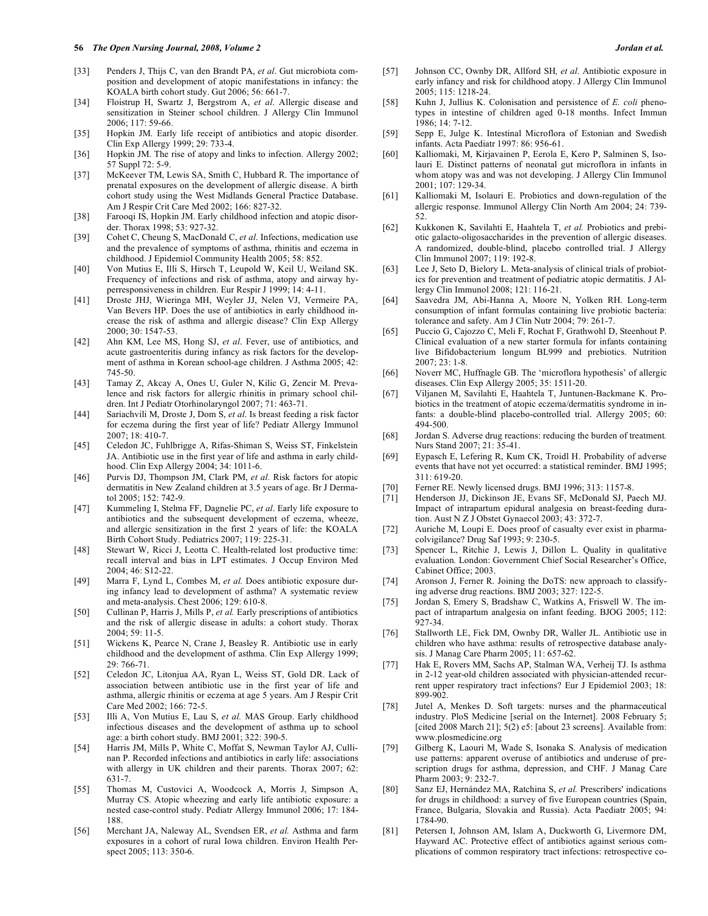[33] Penders J, Thijs C, van den Brandt PA, *et al*. Gut microbiota composition and development of atopic manifestations in infancy: the KOALA birth cohort study. Gut 2006; 56: 661-7.

[34] Floistrup H, Swartz J, Bergstrom A, *et al*. Allergic disease and sensitization in Steiner school children. J Allergy Clin Immunol 2006; 117: 59-66.

[35] Hopkin JM. Early life receipt of antibiotics and atopic disorder. Clin Exp Allergy 1999; 29: 733-4.

[36] Hopkin JM. The rise of atopy and links to infection. Allergy 2002; 57 Suppl 72: 5-9.

[37] McKeever TM, Lewis SA, Smith C, Hubbard R. The importance of prenatal exposures on the development of allergic disease. A birth cohort study using the West Midlands General Practice Database. Am J Respir Crit Care Med 2002; 166: 827-32.

[38] Farooqi IS, Hopkin JM. Early childhood infection and atopic disorder. Thorax 1998; 53: 927-32.

[39] Cohet C, Cheung S, MacDonald C, *et al*. Infections, medication use and the prevalence of symptoms of asthma, rhinitis and eczema in childhood. J Epidemiol Community Health 2005; 58: 852.

[40] Von Mutius E, Illi S, Hirsch T, Leupold W, Keil U, Weiland SK. Frequency of infections and risk of asthma, atopy and airway hyperresponsiveness in children. Eur Respir J 1999; 14: 4-11.

[41] Droste JHJ, Wieringa MH, Weyler JJ, Nelen VJ, Vermeire PA, Van Bevers HP. Does the use of antibiotics in early childhood increase the risk of asthma and allergic disease? Clin Exp Allergy 2000; 30: 1547-53.

[42] Ahn KM, Lee MS, Hong SJ, *et al*. Fever, use of antibiotics, and acute gastroenteritis during infancy as risk factors for the development of asthma in Korean school-age children. J Asthma 2005; 42: 745-50.

[43] Tamay Z, Akcay A, Ones U, Guler N, Kilic G, Zencir M. Prevalence and risk factors for allergic rhinitis in primary school children. Int J Pediatr Otorhinolaryngol 2007; 71: 463-71.

[44] Sariachvili M, Droste J, Dom S, *et al*. Is breast feeding a risk factor for eczema during the first year of life? Pediatr Allergy Immunol 2007; 18: 410-7.

[45] Celedon JC, Fuhlbrigge A, Rifas-Shiman S, Weiss ST, Finkelstein JA. Antibiotic use in the first year of life and asthma in early childhood. Clin Exp Allergy 2004; 34: 1011-6.

[46] Purvis DJ, Thompson JM, Clark PM, *et al*. Risk factors for atopic dermatitis in New Zealand children at 3.5 years of age. Br J Dermatol 2005; 152: 742-9.

[47] Kummeling I, Stelma FF, Dagnelie PC, *et al*. Early life exposure to antibiotics and the subsequent development of eczema, wheeze, and allergic sensitization in the first 2 years of life: the KOALA Birth Cohort Study. Pediatrics 2007; 119: 225-31.

[48] Stewart W, Ricci J, Leotta C. Health-related lost productive time: recall interval and bias in LPT estimates. J Occup Environ Med 2004; 46: S12-22.

[49] Marra F, Lynd L, Combes M, *et al.* Does antibiotic exposure during infancy lead to development of asthma? A systematic review and meta-analysis. Chest 2006; 129: 610-8.

[50] Cullinan P, Harris J, Mills P, *et al.* Early prescriptions of antibiotics and the risk of allergic disease in adults: a cohort study. Thorax 2004; 59: 11-5.

[51] Wickens K, Pearce N, Crane J, Beasley R. Antibiotic use in early childhood and the development of asthma. Clin Exp Allergy 1999; 29: 766-71.

[52] Celedon JC, Litonjua AA, Ryan L, Weiss ST, Gold DR. Lack of association between antibiotic use in the first year of life and asthma, allergic rhinitis or eczema at age 5 years. Am J Respir Crit Care Med 2002; 166: 72-5.

[53] Illi A, Von Mutius E, Lau S, *et al.* MAS Group. Early childhood infectious diseases and the development of asthma up to school age: a birth cohort study. BMJ 2001; 322: 390-5.

[54] Harris JM, Mills P, White C, Moffat S, Newman Taylor AJ, Cullinan P. Recorded infections and antibiotics in early life: associations with allergy in UK children and their parents. Thorax 2007; 62: 631-7.

[55] Thomas M, Custovici A, Woodcock A, Morris J, Simpson A, Murray CS. Atopic wheezing and early life antibiotic exposure: a nested case-control study. Pediatr Allergy Immunol 2006; 17: 184-188.

[56] Merchant JA, Naleway AL, Svendsen ER, *et al.* Asthma and farm exposures in a cohort of rural Iowa children. Environ Health Perspect 2005; 113: 350-6.

[57] Johnson CC, Ownby DR, Allford SH*, et al.* Antibiotic exposure in early infancy and risk for childhood atopy. J Allergy Clin Immunol 2005; 115: 1218-24.

[58] Kuhn J, Jullius K. Colonisation and persistence of *E. coli* phenotypes in intestine of children aged 0-18 months. Infect Immun 1986; 14: 7-12.

[59] Sepp E, Julge K. Intestinal Microflora of Estonian and Swedish infants. Acta Paediatr 1997: 86: 956-61.

[60] Kalliomaki, M, Kirjavainen P, Eerola E, Kero P, Salminen S, Isolauri E. Distinct patterns of neonatal gut microflora in infants in whom atopy was and was not developing. J Allergy Clin Immunol 2001; 107: 129-34.

[61] Kalliomaki M, Isolauri E. Probiotics and down-regulation of the allergic response. Immunol Allergy Clin North Am 2004; 24: 739-52.

[62] Kukkonen K, Savilahti E, Haahtela T, *et al.* Probiotics and prebiotic galacto-oligosaccharides in the prevention of allergic diseases. A randomized, double-blind, placebo controlled trial. J Allergy Clin Immunol 2007; 119: 192-8.

[63] Lee J, Seto D, Bielory L. Meta-analysis of clinical trials of probiotics for prevention and treatment of pediatric atopic dermatitis. J Allergy Clin Immunol 2008; 121: 116-21.

[64] Saavedra JM, Abi-Hanna A, Moore N, Yolken RH. Long-term consumption of infant formulas containing live probiotic bacteria: tolerance and safety. Am J Clin Nutr 2004; 79: 261-7.

[65] Puccio G, Cajozzo C, Meli F, Rochat F, Grathwohl D, Steenhout P. Clinical evaluation of a new starter formula for infants containing live Bifidobacterium longum BL999 and prebiotics. Nutrition 2007; 23: 1-8.

[66] Noverr MC, Huffnagle GB. The 'microflora hypothesis' of allergic diseases. Clin Exp Allergy 2005; 35: 1511-20.

[67] Viljanen M, Savilahti E, Haahtela T, Juntunen-Backmane K. Probiotics in the treatment of atopic eczema/dermatitis syndrome in infants: a double-blind placebo-controlled trial. Allergy 2005; 60: 494-500.

[68] Jordan S. Adverse drug reactions: reducing the burden of treatment*.* Nurs Stand 2007; 21: 35-41.

[69] Eypasch E, Lefering R, Kum CK, Troidl H. Probability of adverse events that have not yet occurred: a statistical reminder. BMJ 1995; 311: 619-20.

[70] Ferner RE. Newly licensed drugs. BMJ 1996; 313: 1157-8.

[71] Henderson JJ, Dickinson JE, Evans SF, McDonald SJ, Paech MJ. Impact of intrapartum epidural analgesia on breast-feeding duration. Aust N Z J Obstet Gynaecol 2003; 43: 372-7.

[72] Auriche M, Loupi E. Does proof of casualty ever exist in pharmacolvigilance? Drug Saf 1993; 9: 230-5.

[73] Spencer L, Ritchie J, Lewis J, Dillon L. Quality in qualitative evaluation. London: Government Chief Social Researcher's Office, Cabinet Office; 2003.

[74] Aronson J, Ferner R. Joining the DoTS: new approach to classifying adverse drug reactions. BMJ 2003; 327: 122-5.

[75] Jordan S, Emery S, Bradshaw C, Watkins A, Friswell W. The impact of intrapartum analgesia on infant feeding. BJOG 2005; 112: 927-34.

[76] Stallworth LE, Fick DM, Ownby DR, Waller JL. Antibiotic use in children who have asthma: results of retrospective database analysis. J Manag Care Pharm 2005; 11: 657-62.

[77] Hak E, Rovers MM, Sachs AP, Stalman WA, Verheij TJ. Is asthma in 2-12 year-old children associated with physician-attended recurrent upper respiratory tract infections? Eur J Epidemiol 2003; 18: 899-902.

[78] Jutel A, Menkes D. Soft targets: nurses and the pharmaceutical industry. PloS Medicine [serial on the Internet]. 2008 February 5; [cited 2008 March 21]; 5(2) e5: [about 23 screens]. Available from: www.plosmedicine.org

[79] Gilberg K, Laouri M, Wade S, Isonaka S. Analysis of medication use patterns: apparent overuse of antibiotics and underuse of prescription drugs for asthma, depression, and CHF. J Manag Care Pharm 2003; 9: 232-7.

[80] Sanz EJ, Hernández MA, Ratchina S, *et al.* Prescribers' indications for drugs in childhood: a survey of five European countries (Spain, France, Bulgaria, Slovakia and Russia). Acta Paediatr 2005; 94: 1784-90.

[81] Petersen I, Johnson AM, Islam A, Duckworth G, Livermore DM, Hayward AC. Protective effect of antibiotics against serious complications of common respiratory tract infections: retrospective co-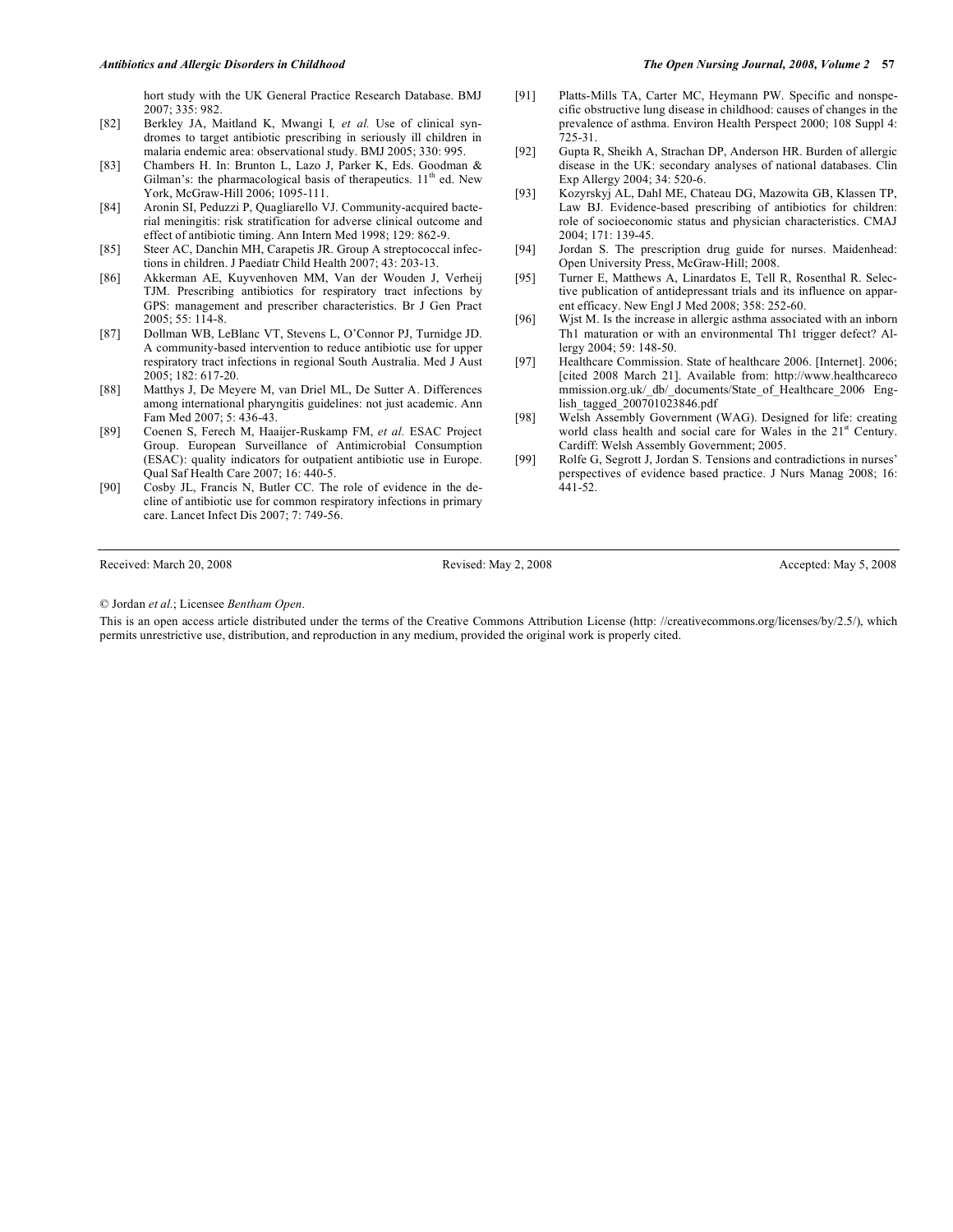hort study with the UK General Practice Research Database. BMJ 2007; 335: 982.

[82] Berkley JA, Maitland K, Mwangi I, *et al.* Use of clinical syndromes to target antibiotic prescribing in seriously ill children in malaria endemic area: observational study. BMJ 2005; 330: 995.

[83] Chambers H. In: Brunton L, Lazo J, Parker K, Eds. Goodman & Gilman's: the pharmacological basis of therapeutics. 11th ed. New York, McGraw-Hill 2006; 1095-111.

[84] Aronin SI, Peduzzi P, Quagliarello VJ. Community-acquired bacterial meningitis: risk stratification for adverse clinical outcome and effect of antibiotic timing. Ann Intern Med 1998; 129: 862-9.

[85] Steer AC, Danchin MH, Carapetis JR. Group A streptococcal infections in children. J Paediatr Child Health 2007; 43: 203-13.

[86] Akkerman AE, Kuyvenhoven MM, Van der Wouden J, Verheij TJM. Prescribing antibiotics for respiratory tract infections by GPS: management and prescriber characteristics. Br J Gen Pract 2005; 55: 114-8.

[87] Dollman WB, LeBlanc VT, Stevens L, O'Connor PJ, Turnidge JD. A community-based intervention to reduce antibiotic use for upper respiratory tract infections in regional South Australia. Med J Aust 2005; 182: 617-20.

[88] Matthys J, De Meyere M, van Driel ML, De Sutter A. Differences among international pharyngitis guidelines: not just academic. Ann Fam Med 2007; 5: 436-43.

[89] Coenen S, Ferech M, Haaijer-Ruskamp FM, *et al.* ESAC Project Group. European Surveillance of Antimicrobial Consumption (ESAC): quality indicators for outpatient antibiotic use in Europe. Qual Saf Health Care 2007; 16: 440-5.

[90] Cosby JL, Francis N, Butler CC. The role of evidence in the decline of antibiotic use for common respiratory infections in primary care. Lancet Infect Dis 2007; 7: 749-56.

[91] Platts-Mills TA, Carter MC, Heymann PW. Specific and nonspecific obstructive lung disease in childhood: causes of changes in the prevalence of asthma. Environ Health Perspect 2000; 108 Suppl 4: 725-31.

[92] Gupta R, Sheikh A, Strachan DP, Anderson HR. Burden of allergic disease in the UK: secondary analyses of national databases. Clin Exp Allergy 2004; 34: 520-6.

[93] Kozyrskyj AL, Dahl ME, Chateau DG, Mazowita GB, Klassen TP, Law BJ. Evidence-based prescribing of antibiotics for children: role of socioeconomic status and physician characteristics. CMAJ 2004; 171: 139-45.

[94] Jordan S. The prescription drug guide for nurses. Maidenhead: Open University Press, McGraw-Hill; 2008.

[95] Turner E, Matthews A, Linardatos E, Tell R, Rosenthal R. Selective publication of antidepressant trials and its influence on apparent efficacy. New Engl J Med 2008; 358: 252-60.

[96] Wjst M. Is the increase in allergic asthma associated with an inborn Th1 maturation or with an environmental Th1 trigger defect? Allergy 2004; 59: 148-50.

[97] Healthcare Commission. State of healthcare 2006. [Internet]. 2006; [cited 2008 March 21]. Available from: http://www.healthcarecommission.org.uk/_db/_documents/State_of_Healthcare_2006_English_tagged_200701023846.pdf

[98] Welsh Assembly Government (WAG). Designed for life: creating world class health and social care for Wales in the 21st Century. Cardiff: Welsh Assembly Government; 2005.

[99] Rolfe G, Segrott J, Jordan S. Tensions and contradictions in nurses' perspectives of evidence based practice. J Nurs Manag 2008; 16: 441-52.

Received: March 20, 2008 Revised: May 2, 2008 Accepted: May 5, 2008

© Jordan *et al.*; Licensee *Bentham Open*.

This is an open access article distributed under the terms of the Creative Commons Attribution License (http: //creativecommons.org/licenses/by/2.5/), which permits unrestrictive use, distribution, and reproduction in any medium, provided the original work is properly cited.